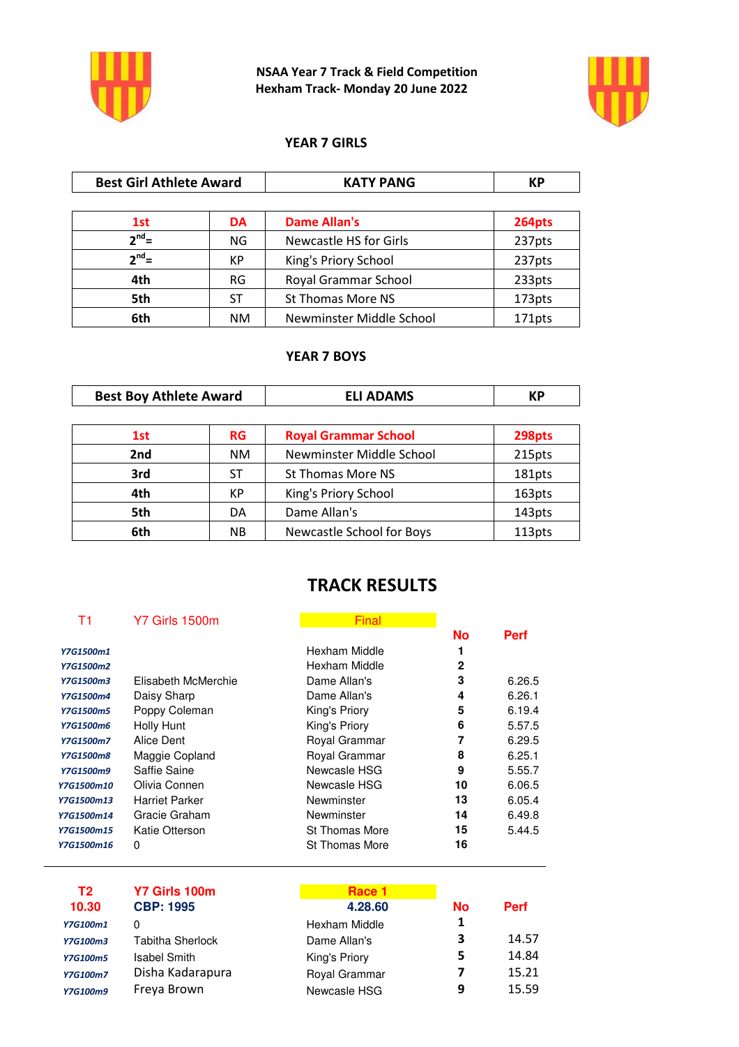# NSAA Year 7 Track & Field Competition
## Hexham Track- Monday 20 June 2022

### YEAR 7 GIRLS

| Best Girl Athlete Award | KATY PANG | KP |
|---|---|---|

| | | | |
|---|---|---|---|
| **1st** | **DA** | **Dame Allan's** | **264pts** |
| **2nd=** | NG | Newcastle HS for Girls | 237pts |
| **2nd=** | KP | King's Priory School | 237pts |
| **4th** | RG | Royal Grammar School | 233pts |
| **5th** | ST | St Thomas More NS | 173pts |
| **6th** | NM | Newminster Middle School | 171pts |

### YEAR 7 BOYS

| Best Boy Athlete Award | ELI ADAMS | KP |
|---|---|---|

| | | | |
|---|---|---|---|
| **1st** | **RG** | **Royal Grammar School** | **298pts** |
| **2nd** | NM | Newminster Middle School | 215pts |
| **3rd** | ST | St Thomas More NS | 181pts |
| **4th** | KP | King's Priory School | 163pts |
| **5th** | DA | Dame Allan's | 143pts |
| **6th** | NB | Newcastle School for Boys | 113pts |

## TRACK RESULTS

**T1** Y7 Girls 1500m — **Final**

| | | | No | Perf |
|---|---|---|---|---|
| *Y7G1500m1* | | Hexham Middle | 1 | |
| *Y7G1500m2* | | Hexham Middle | 2 | |
| *Y7G1500m3* | Elisabeth McMerchie | Dame Allan's | 3 | 6.26.5 |
| *Y7G1500m4* | Daisy Sharp | Dame Allan's | 4 | 6.26.1 |
| *Y7G1500m5* | Poppy Coleman | King's Priory | 5 | 6.19.4 |
| *Y7G1500m6* | Holly Hunt | King's Priory | 6 | 5.57.5 |
| *Y7G1500m7* | Alice Dent | Royal Grammar | 7 | 6.29.5 |
| *Y7G1500m8* | Maggie Copland | Royal Grammar | 8 | 6.25.1 |
| *Y7G1500m9* | Saffie Saine | Newcasle HSG | 9 | 5.55.7 |
| *Y7G1500m10* | Olivia Connen | Newcasle HSG | 10 | 6.06.5 |
| *Y7G1500m13* | Harriet Parker | Newminster | 13 | 6.05.4 |
| *Y7G1500m14* | Gracie Graham | Newminster | 14 | 6.49.8 |
| *Y7G1500m15* | Katie Otterson | St Thomas More | 15 | 5.44.5 |
| *Y7G1500m16* | 0 | St Thomas More | 16 | |

---

**T2** **Y7 Girls 100m** — **Race 1**
**10.30** **CBP: 1995** — **4.28.60**

| | | | No | Perf |
|---|---|---|---|---|
| *Y7G100m1* | 0 | Hexham Middle | 1 | |
| *Y7G100m3* | Tabitha Sherlock | Dame Allan's | 3 | 14.57 |
| *Y7G100m5* | Isabel Smith | King's Priory | 5 | 14.84 |
| *Y7G100m7* | Disha Kadarapura | Royal Grammar | 7 | 15.21 |
| *Y7G100m9* | Freya Brown | Newcasle HSG | 9 | 15.59 |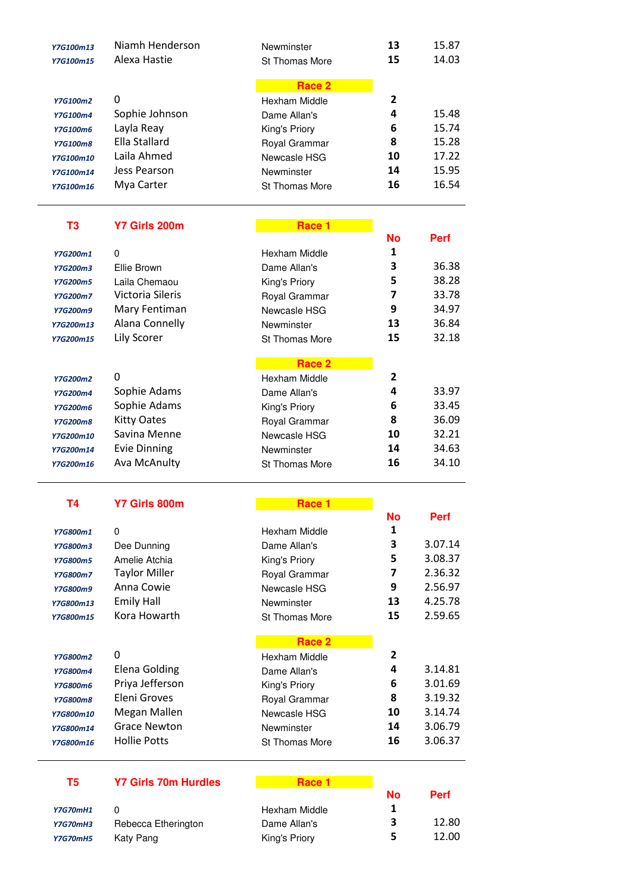| | | | | |
|---|---|---|---|---|
| *Y7G100m13* | Niamh Henderson | Newminster | **13** | 15.87 |
| *Y7G100m15* | Alexa Hastie | St Thomas More | **15** | 14.03 |
| | | **Race 2** | | |
| *Y7G100m2* | 0 | Hexham Middle | **2** | |
| *Y7G100m4* | Sophie Johnson | Dame Allan's | **4** | 15.48 |
| *Y7G100m6* | Layla Reay | King's Priory | **6** | 15.74 |
| *Y7G100m8* | Ella Stallard | Royal Grammar | **8** | 15.28 |
| *Y7G100m10* | Laila Ahmed | Newcasle HSG | **10** | 17.22 |
| *Y7G100m14* | Jess Pearson | Newminster | **14** | 15.95 |
| *Y7G100m16* | Mya Carter | St Thomas More | **16** | 16.54 |

| **T3** | **Y7 Girls 200m** | **Race 1** | **No** | **Perf** |
|---|---|---|---|---|
| *Y7G200m1* | 0 | Hexham Middle | **1** | |
| *Y7G200m3* | Ellie Brown | Dame Allan's | **3** | 36.38 |
| *Y7G200m5* | Laila Chemaou | King's Priory | **5** | 38.28 |
| *Y7G200m7* | Victoria Sileris | Royal Grammar | **7** | 33.78 |
| *Y7G200m9* | Mary Fentiman | Newcasle HSG | **9** | 34.97 |
| *Y7G200m13* | Alana Connelly | Newminster | **13** | 36.84 |
| *Y7G200m15* | Lily Scorer | St Thomas More | **15** | 32.18 |
| | | **Race 2** | | |
| *Y7G200m2* | 0 | Hexham Middle | **2** | |
| *Y7G200m4* | Sophie Adams | Dame Allan's | **4** | 33.97 |
| *Y7G200m6* | Sophie Adams | King's Priory | **6** | 33.45 |
| *Y7G200m8* | Kitty Oates | Royal Grammar | **8** | 36.09 |
| *Y7G200m10* | Savina Menne | Newcasle HSG | **10** | 32.21 |
| *Y7G200m14* | Evie Dinning | Newminster | **14** | 34.63 |
| *Y7G200m16* | Ava McAnulty | St Thomas More | **16** | 34.10 |

| **T4** | **Y7 Girls 800m** | **Race 1** | **No** | **Perf** |
|---|---|---|---|---|
| *Y7G800m1* | 0 | Hexham Middle | **1** | |
| *Y7G800m3* | Dee Dunning | Dame Allan's | **3** | 3.07.14 |
| *Y7G800m5* | Amelie Atchia | King's Priory | **5** | 3.08.37 |
| *Y7G800m7* | Taylor Miller | Royal Grammar | **7** | 2.36.32 |
| *Y7G800m9* | Anna Cowie | Newcasle HSG | **9** | 2.56.97 |
| *Y7G800m13* | Emily Hall | Newminster | **13** | 4.25.78 |
| *Y7G800m15* | Kora Howarth | St Thomas More | **15** | 2.59.65 |
| | | **Race 2** | | |
| *Y7G800m2* | 0 | Hexham Middle | **2** | |
| *Y7G800m4* | Elena Golding | Dame Allan's | **4** | 3.14.81 |
| *Y7G800m6* | Priya Jefferson | King's Priory | **6** | 3.01.69 |
| *Y7G800m8* | Eleni Groves | Royal Grammar | **8** | 3.19.32 |
| *Y7G800m10* | Megan Mallen | Newcasle HSG | **10** | 3.14.74 |
| *Y7G800m14* | Grace Newton | Newminster | **14** | 3.06.79 |
| *Y7G800m16* | Hollie Potts | St Thomas More | **16** | 3.06.37 |

| **T5** | **Y7 Girls 70m Hurdles** | **Race 1** | **No** | **Perf** |
|---|---|---|---|---|
| *Y7G70mH1* | 0 | Hexham Middle | **1** | |
| *Y7G70mH3* | Rebecca Etherington | Dame Allan's | **3** | 12.80 |
| *Y7G70mH5* | Katy Pang | King's Priory | **5** | 12.00 |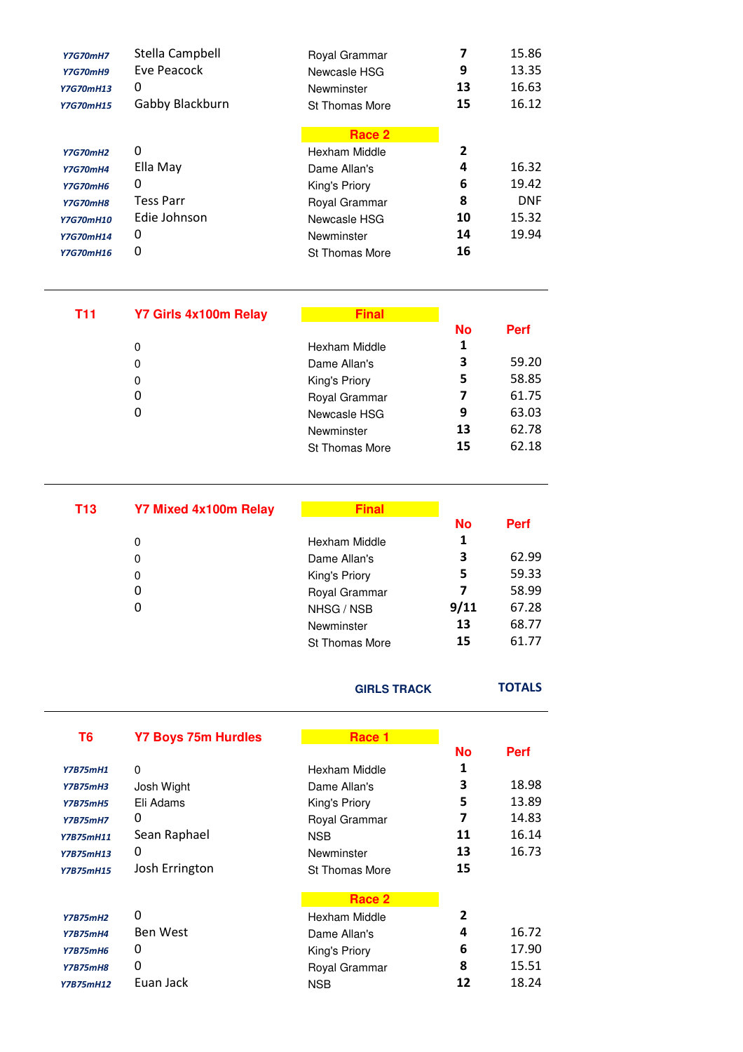| | | | | |
|---|---|---|---|---|
| Y7G70mH7 | Stella Campbell | Royal Grammar | 7 | 15.86 |
| Y7G70mH9 | Eve Peacock | Newcasle HSG | 9 | 13.35 |
| Y7G70mH13 | 0 | Newminster | 13 | 16.63 |
| Y7G70mH15 | Gabby Blackburn | St Thomas More | 15 | 16.12 |

**Race 2**

| | | | | |
|---|---|---|---|---|
| Y7G70mH2 | 0 | Hexham Middle | 2 | |
| Y7G70mH4 | Ella May | Dame Allan's | 4 | 16.32 |
| Y7G70mH6 | 0 | King's Priory | 6 | 19.42 |
| Y7G70mH8 | Tess Parr | Royal Grammar | 8 | DNF |
| Y7G70mH10 | Edie Johnson | Newcasle HSG | 10 | 15.32 |
| Y7G70mH14 | 0 | Newminster | 14 | 19.94 |
| Y7G70mH16 | 0 | St Thomas More | 16 | |

---

## T11 Y7 Girls 4x100m Relay

**Final**

| | School | No | Perf |
|---|---|---|---|
| 0 | Hexham Middle | 1 | |
| 0 | Dame Allan's | 3 | 59.20 |
| 0 | King's Priory | 5 | 58.85 |
| 0 | Royal Grammar | 7 | 61.75 |
| 0 | Newcasle HSG | 9 | 63.03 |
| | Newminster | 13 | 62.78 |
| | St Thomas More | 15 | 62.18 |

---

## T13 Y7 Mixed 4x100m Relay

**Final**

| | School | No | Perf |
|---|---|---|---|
| 0 | Hexham Middle | 1 | |
| 0 | Dame Allan's | 3 | 62.99 |
| 0 | King's Priory | 5 | 59.33 |
| 0 | Royal Grammar | 7 | 58.99 |
| 0 | NHSG / NSB | 9/11 | 67.28 |
| | Newminster | 13 | 68.77 |
| | St Thomas More | 15 | 61.77 |

**GIRLS TRACK** **TOTALS**

---

## T6 Y7 Boys 75m Hurdles

**Race 1**

| | | School | No | Perf |
|---|---|---|---|---|
| Y7B75mH1 | 0 | Hexham Middle | 1 | |
| Y7B75mH3 | Josh Wight | Dame Allan's | 3 | 18.98 |
| Y7B75mH5 | Eli Adams | King's Priory | 5 | 13.89 |
| Y7B75mH7 | 0 | Royal Grammar | 7 | 14.83 |
| Y7B75mH11 | Sean Raphael | NSB | 11 | 16.14 |
| Y7B75mH13 | 0 | Newminster | 13 | 16.73 |
| Y7B75mH15 | Josh Errington | St Thomas More | 15 | |

**Race 2**

| | | | | |
|---|---|---|---|---|
| Y7B75mH2 | 0 | Hexham Middle | 2 | |
| Y7B75mH4 | Ben West | Dame Allan's | 4 | 16.72 |
| Y7B75mH6 | 0 | King's Priory | 6 | 17.90 |
| Y7B75mH8 | 0 | Royal Grammar | 8 | 15.51 |
| Y7B75mH12 | Euan Jack | NSB | 12 | 18.24 |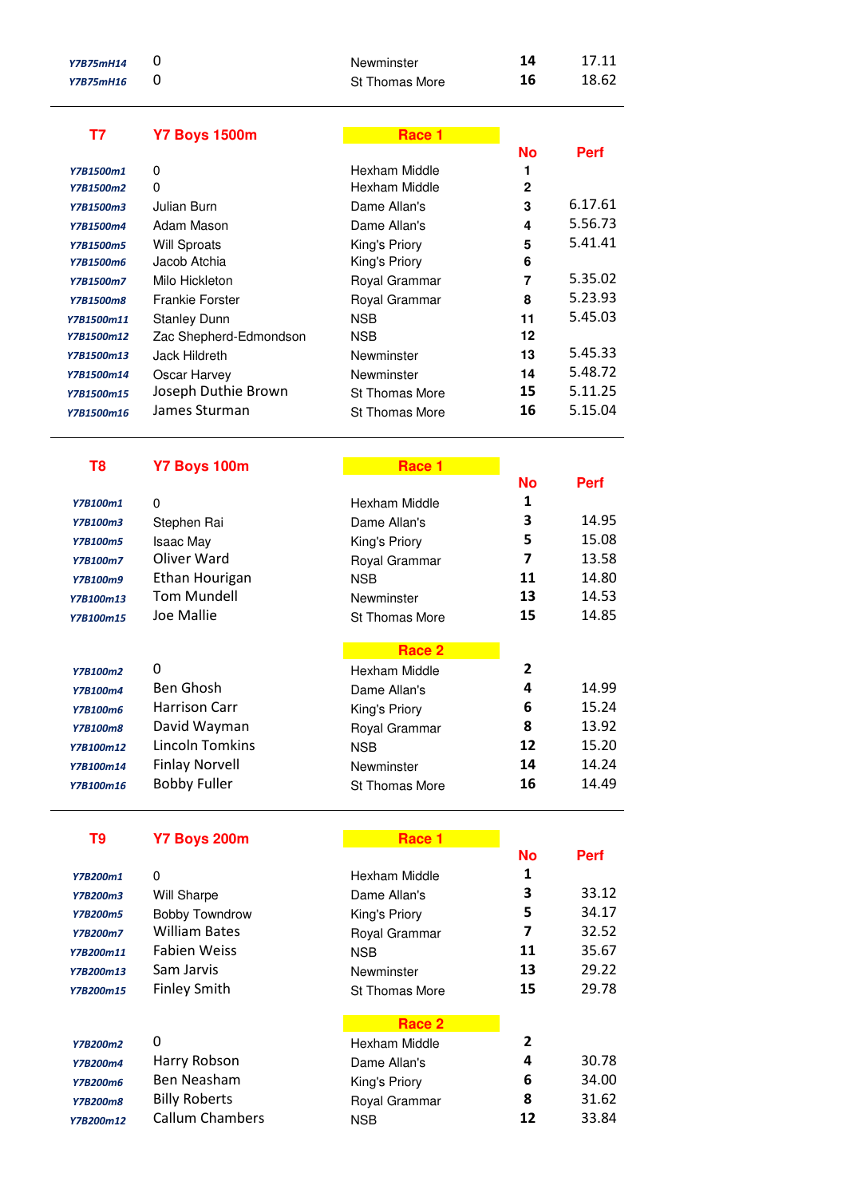| | | | | |
|---|---|---|---|---|
| Y7B75mH14 | 0 | Newminster | 14 | 17.11 |
| Y7B75mH16 | 0 | St Thomas More | 16 | 18.62 |

## T7 Y7 Boys 1500m

**Race 1**

| | | | No | Perf |
|---|---|---|---|---|
| Y7B1500m1 | 0 | Hexham Middle | 1 | |
| Y7B1500m2 | 0 | Hexham Middle | 2 | |
| Y7B1500m3 | Julian Burn | Dame Allan's | 3 | 6.17.61 |
| Y7B1500m4 | Adam Mason | Dame Allan's | 4 | 5.56.73 |
| Y7B1500m5 | Will Sproats | King's Priory | 5 | 5.41.41 |
| Y7B1500m6 | Jacob Atchia | King's Priory | 6 | |
| Y7B1500m7 | Milo Hickleton | Royal Grammar | 7 | 5.35.02 |
| Y7B1500m8 | Frankie Forster | Royal Grammar | 8 | 5.23.93 |
| Y7B1500m11 | Stanley Dunn | NSB | 11 | 5.45.03 |
| Y7B1500m12 | Zac Shepherd-Edmondson | NSB | 12 | |
| Y7B1500m13 | Jack Hildreth | Newminster | 13 | 5.45.33 |
| Y7B1500m14 | Oscar Harvey | Newminster | 14 | 5.48.72 |
| Y7B1500m15 | Joseph Duthie Brown | St Thomas More | 15 | 5.11.25 |
| Y7B1500m16 | James Sturman | St Thomas More | 16 | 5.15.04 |

## T8 Y7 Boys 100m

**Race 1**

| | | | No | Perf |
|---|---|---|---|---|
| Y7B100m1 | 0 | Hexham Middle | 1 | |
| Y7B100m3 | Stephen Rai | Dame Allan's | 3 | 14.95 |
| Y7B100m5 | Isaac May | King's Priory | 5 | 15.08 |
| Y7B100m7 | Oliver Ward | Royal Grammar | 7 | 13.58 |
| Y7B100m9 | Ethan Hourigan | NSB | 11 | 14.80 |
| Y7B100m13 | Tom Mundell | Newminster | 13 | 14.53 |
| Y7B100m15 | Joe Mallie | St Thomas More | 15 | 14.85 |

**Race 2**

| | | | No | Perf |
|---|---|---|---|---|
| Y7B100m2 | 0 | Hexham Middle | 2 | |
| Y7B100m4 | Ben Ghosh | Dame Allan's | 4 | 14.99 |
| Y7B100m6 | Harrison Carr | King's Priory | 6 | 15.24 |
| Y7B100m8 | David Wayman | Royal Grammar | 8 | 13.92 |
| Y7B100m12 | Lincoln Tomkins | NSB | 12 | 15.20 |
| Y7B100m14 | Finlay Norvell | Newminster | 14 | 14.24 |
| Y7B100m16 | Bobby Fuller | St Thomas More | 16 | 14.49 |

## T9 Y7 Boys 200m

**Race 1**

| | | | No | Perf |
|---|---|---|---|---|
| Y7B200m1 | 0 | Hexham Middle | 1 | |
| Y7B200m3 | Will Sharpe | Dame Allan's | 3 | 33.12 |
| Y7B200m5 | Bobby Towndrow | King's Priory | 5 | 34.17 |
| Y7B200m7 | William Bates | Royal Grammar | 7 | 32.52 |
| Y7B200m11 | Fabien Weiss | NSB | 11 | 35.67 |
| Y7B200m13 | Sam Jarvis | Newminster | 13 | 29.22 |
| Y7B200m15 | Finley Smith | St Thomas More | 15 | 29.78 |

**Race 2**

| | | | No | Perf |
|---|---|---|---|---|
| Y7B200m2 | 0 | Hexham Middle | 2 | |
| Y7B200m4 | Harry Robson | Dame Allan's | 4 | 30.78 |
| Y7B200m6 | Ben Neasham | King's Priory | 6 | 34.00 |
| Y7B200m8 | Billy Roberts | Royal Grammar | 8 | 31.62 |
| Y7B200m12 | Callum Chambers | NSB | 12 | 33.84 |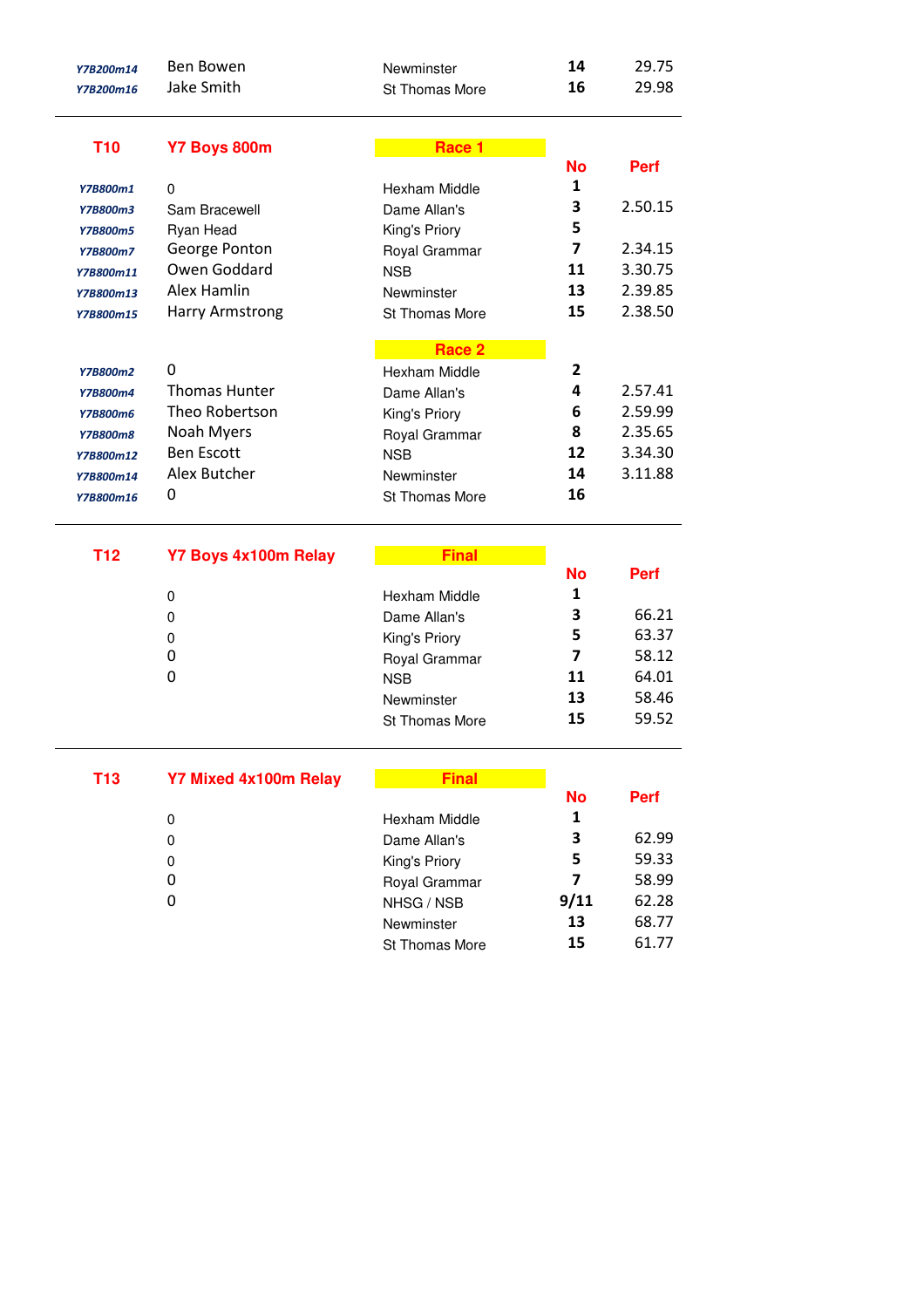| | | | | |
|---|---|---|---|---|
| *Y7B200m14* | Ben Bowen | Newminster | **14** | 29.75 |
| *Y7B200m16* | Jake Smith | St Thomas More | **16** | 29.98 |

---

## T10 Y7 Boys 800m

**Race 1**

| | | | **No** | **Perf** |
|---|---|---|---|---|
| *Y7B800m1* | 0 | Hexham Middle | **1** | |
| *Y7B800m3* | Sam Bracewell | Dame Allan's | **3** | 2.50.15 |
| *Y7B800m5* | Ryan Head | King's Priory | **5** | |
| *Y7B800m7* | George Ponton | Royal Grammar | **7** | 2.34.15 |
| *Y7B800m11* | Owen Goddard | NSB | **11** | 3.30.75 |
| *Y7B800m13* | Alex Hamlin | Newminster | **13** | 2.39.85 |
| *Y7B800m15* | Harry Armstrong | St Thomas More | **15** | 2.38.50 |

**Race 2**

| | | | **No** | **Perf** |
|---|---|---|---|---|
| *Y7B800m2* | 0 | Hexham Middle | **2** | |
| *Y7B800m4* | Thomas Hunter | Dame Allan's | **4** | 2.57.41 |
| *Y7B800m6* | Theo Robertson | King's Priory | **6** | 2.59.99 |
| *Y7B800m8* | Noah Myers | Royal Grammar | **8** | 2.35.65 |
| *Y7B800m12* | Ben Escott | NSB | **12** | 3.34.30 |
| *Y7B800m14* | Alex Butcher | Newminster | **14** | 3.11.88 |
| *Y7B800m16* | 0 | St Thomas More | **16** | |

---

## T12 Y7 Boys 4x100m Relay

**Final**

| | | **No** | **Perf** |
|---|---|---|---|
| 0 | Hexham Middle | **1** | |
| 0 | Dame Allan's | **3** | 66.21 |
| 0 | King's Priory | **5** | 63.37 |
| 0 | Royal Grammar | **7** | 58.12 |
| 0 | NSB | **11** | 64.01 |
| | Newminster | **13** | 58.46 |
| | St Thomas More | **15** | 59.52 |

---

## T13 Y7 Mixed 4x100m Relay

**Final**

| | | **No** | **Perf** |
|---|---|---|---|
| 0 | Hexham Middle | **1** | |
| 0 | Dame Allan's | **3** | 62.99 |
| 0 | King's Priory | **5** | 59.33 |
| 0 | Royal Grammar | **7** | 58.99 |
| 0 | NHSG / NSB | **9/11** | 62.28 |
| | Newminster | **13** | 68.77 |
| | St Thomas More | **15** | 61.77 |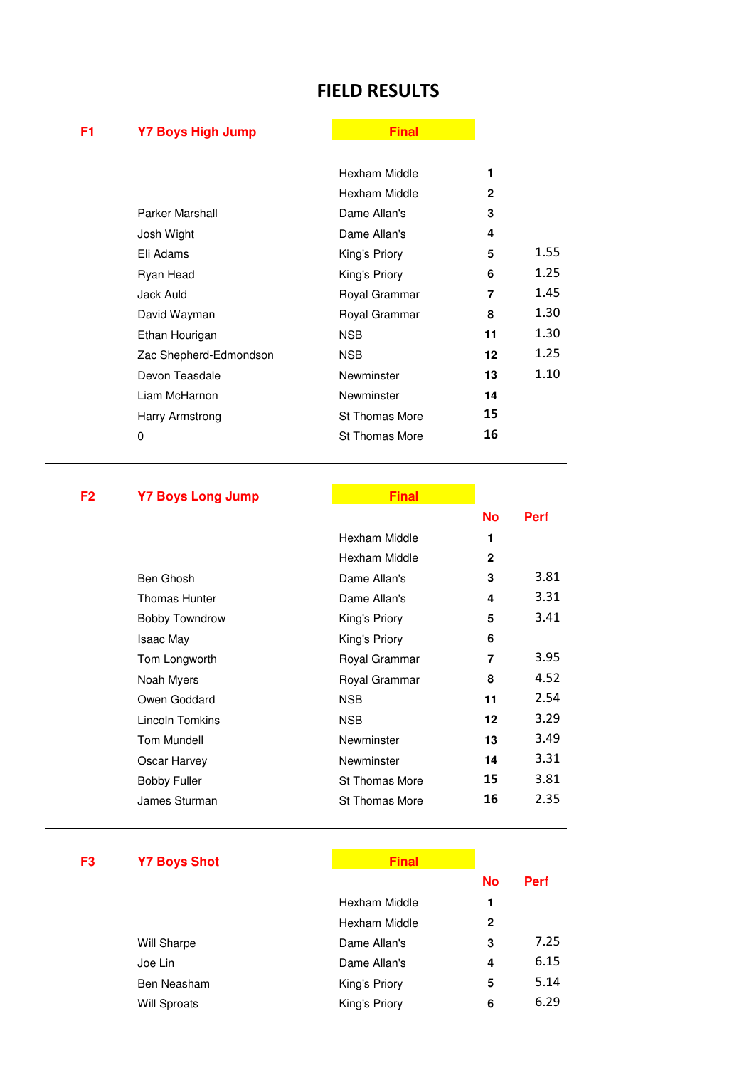# FIELD RESULTS

## F1 Y7 Boys High Jump — Final

| Name | School | No | Perf |
|---|---|---|---|
| | Hexham Middle | 1 | |
| | Hexham Middle | 2 | |
| Parker Marshall | Dame Allan's | 3 | |
| Josh Wight | Dame Allan's | 4 | |
| Eli Adams | King's Priory | 5 | 1.55 |
| Ryan Head | King's Priory | 6 | 1.25 |
| Jack Auld | Royal Grammar | 7 | 1.45 |
| David Wayman | Royal Grammar | 8 | 1.30 |
| Ethan Hourigan | NSB | 11 | 1.30 |
| Zac Shepherd-Edmondson | NSB | 12 | 1.25 |
| Devon Teasdale | Newminster | 13 | 1.10 |
| Liam McHarnon | Newminster | 14 | |
| Harry Armstrong | St Thomas More | 15 | |
| 0 | St Thomas More | 16 | |

## F2 Y7 Boys Long Jump — Final

| Name | School | No | Perf |
|---|---|---|---|
| | Hexham Middle | 1 | |
| | Hexham Middle | 2 | |
| Ben Ghosh | Dame Allan's | 3 | 3.81 |
| Thomas Hunter | Dame Allan's | 4 | 3.31 |
| Bobby Towndrow | King's Priory | 5 | 3.41 |
| Isaac May | King's Priory | 6 | |
| Tom Longworth | Royal Grammar | 7 | 3.95 |
| Noah Myers | Royal Grammar | 8 | 4.52 |
| Owen Goddard | NSB | 11 | 2.54 |
| Lincoln Tomkins | NSB | 12 | 3.29 |
| Tom Mundell | Newminster | 13 | 3.49 |
| Oscar Harvey | Newminster | 14 | 3.31 |
| Bobby Fuller | St Thomas More | 15 | 3.81 |
| James Sturman | St Thomas More | 16 | 2.35 |

## F3 Y7 Boys Shot — Final

| Name | School | No | Perf |
|---|---|---|---|
| | Hexham Middle | 1 | |
| | Hexham Middle | 2 | |
| Will Sharpe | Dame Allan's | 3 | 7.25 |
| Joe Lin | Dame Allan's | 4 | 6.15 |
| Ben Neasham | King's Priory | 5 | 5.14 |
| Will Sproats | King's Priory | 6 | 6.29 |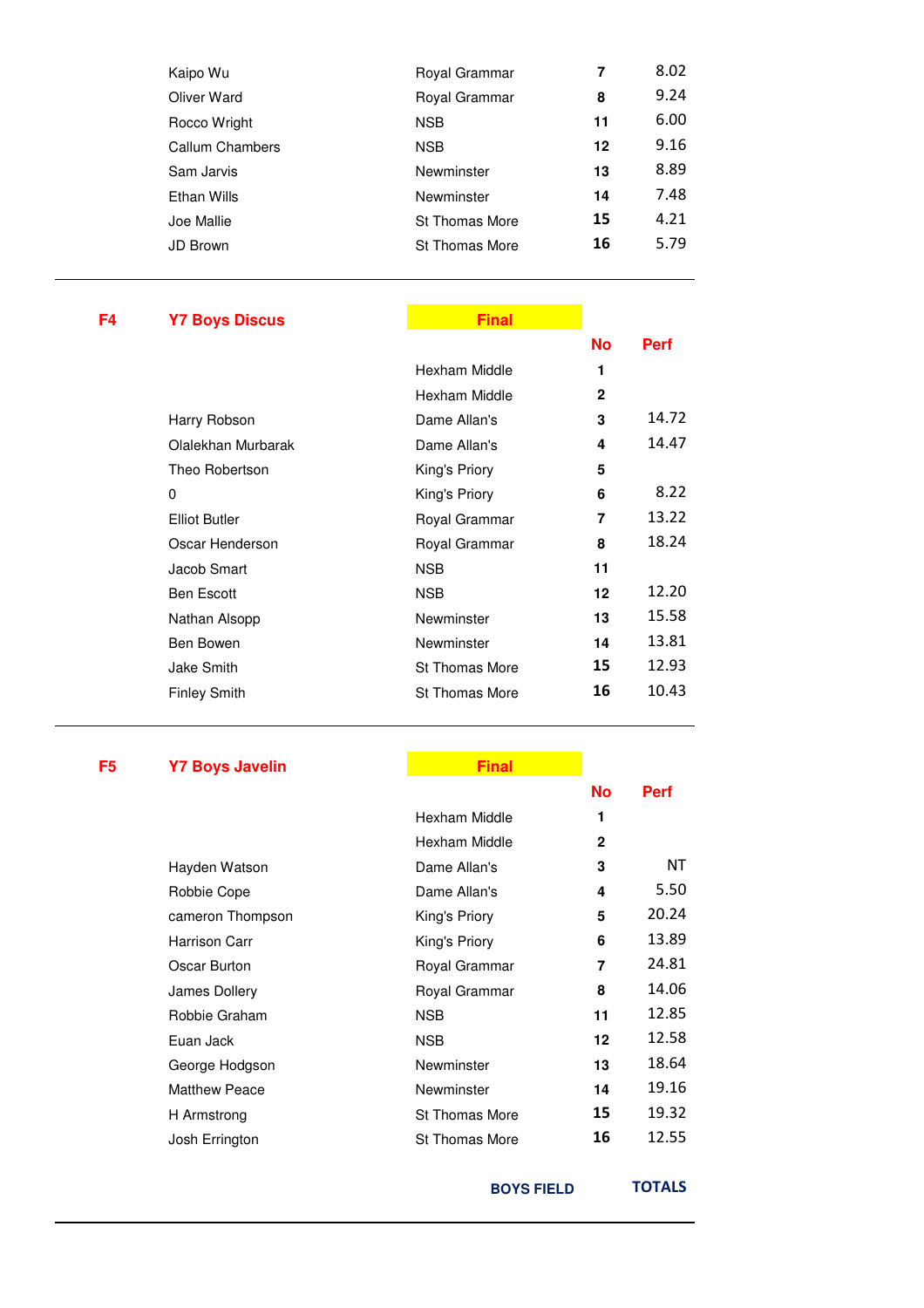| Name | School | No | Perf |
|---|---|---|---|
| Kaipo Wu | Royal Grammar | 7 | 8.02 |
| Oliver Ward | Royal Grammar | 8 | 9.24 |
| Rocco Wright | NSB | 11 | 6.00 |
| Callum Chambers | NSB | 12 | 9.16 |
| Sam Jarvis | Newminster | 13 | 8.89 |
| Ethan Wills | Newminster | 14 | 7.48 |
| Joe Mallie | St Thomas More | 15 | 4.21 |
| JD Brown | St Thomas More | 16 | 5.79 |

---

## F4 Y7 Boys Discus — Final

| Name | School | No | Perf |
|---|---|---|---|
| | Hexham Middle | 1 | |
| | Hexham Middle | 2 | |
| Harry Robson | Dame Allan's | 3 | 14.72 |
| Olalekhan Murbarak | Dame Allan's | 4 | 14.47 |
| Theo Robertson | King's Priory | 5 | |
| 0 | King's Priory | 6 | 8.22 |
| Elliot Butler | Royal Grammar | 7 | 13.22 |
| Oscar Henderson | Royal Grammar | 8 | 18.24 |
| Jacob Smart | NSB | 11 | |
| Ben Escott | NSB | 12 | 12.20 |
| Nathan Alsopp | Newminster | 13 | 15.58 |
| Ben Bowen | Newminster | 14 | 13.81 |
| Jake Smith | St Thomas More | 15 | 12.93 |
| Finley Smith | St Thomas More | 16 | 10.43 |

---

## F5 Y7 Boys Javelin — Final

| Name | School | No | Perf |
|---|---|---|---|
| | Hexham Middle | 1 | |
| | Hexham Middle | 2 | |
| Hayden Watson | Dame Allan's | 3 | NT |
| Robbie Cope | Dame Allan's | 4 | 5.50 |
| cameron Thompson | King's Priory | 5 | 20.24 |
| Harrison Carr | King's Priory | 6 | 13.89 |
| Oscar Burton | Royal Grammar | 7 | 24.81 |
| James Dollery | Royal Grammar | 8 | 14.06 |
| Robbie Graham | NSB | 11 | 12.85 |
| Euan Jack | NSB | 12 | 12.58 |
| George Hodgson | Newminster | 13 | 18.64 |
| Matthew Peace | Newminster | 14 | 19.16 |
| H Armstrong | St Thomas More | 15 | 19.32 |
| Josh Errington | St Thomas More | 16 | 12.55 |

**BOYS FIELD** **TOTALS**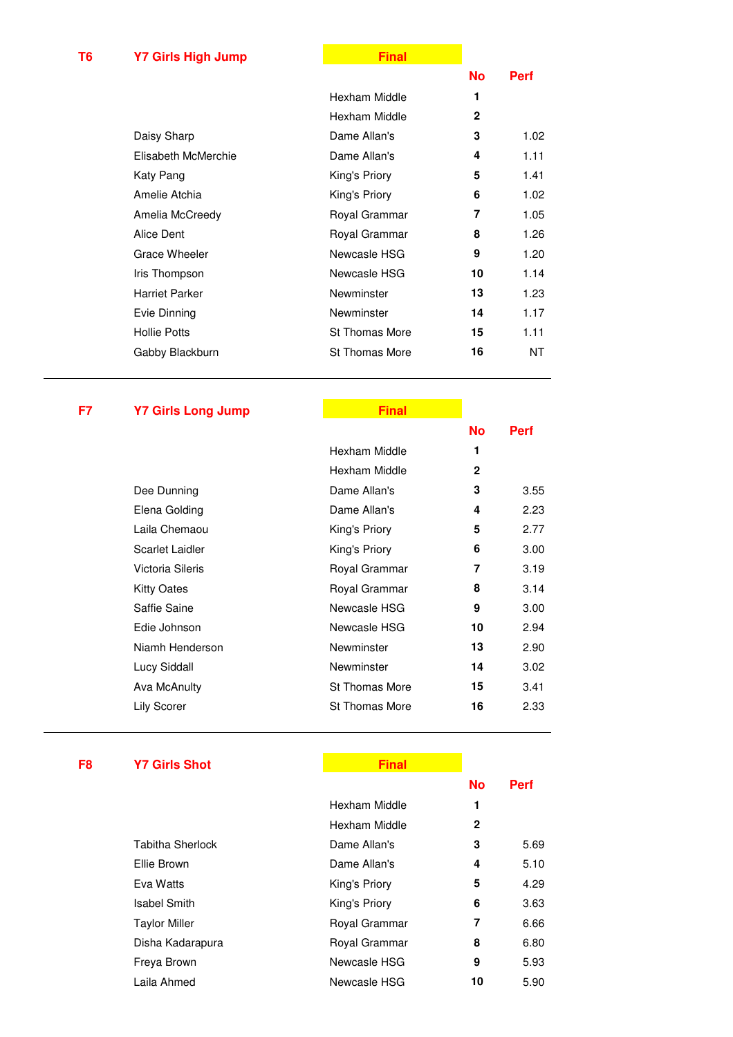## T6 Y7 Girls High Jump — Final

| Name | School | No | Perf |
|---|---|---|---|
| | Hexham Middle | 1 | |
| | Hexham Middle | 2 | |
| Daisy Sharp | Dame Allan's | 3 | 1.02 |
| Elisabeth McMerchie | Dame Allan's | 4 | 1.11 |
| Katy Pang | King's Priory | 5 | 1.41 |
| Amelie Atchia | King's Priory | 6 | 1.02 |
| Amelia McCreedy | Royal Grammar | 7 | 1.05 |
| Alice Dent | Royal Grammar | 8 | 1.26 |
| Grace Wheeler | Newcasle HSG | 9 | 1.20 |
| Iris Thompson | Newcasle HSG | 10 | 1.14 |
| Harriet Parker | Newminster | 13 | 1.23 |
| Evie Dinning | Newminster | 14 | 1.17 |
| Hollie Potts | St Thomas More | 15 | 1.11 |
| Gabby Blackburn | St Thomas More | 16 | NT |

## F7 Y7 Girls Long Jump — Final

| Name | School | No | Perf |
|---|---|---|---|
| | Hexham Middle | 1 | |
| | Hexham Middle | 2 | |
| Dee Dunning | Dame Allan's | 3 | 3.55 |
| Elena Golding | Dame Allan's | 4 | 2.23 |
| Laila Chemaou | King's Priory | 5 | 2.77 |
| Scarlet Laidler | King's Priory | 6 | 3.00 |
| Victoria Sileris | Royal Grammar | 7 | 3.19 |
| Kitty Oates | Royal Grammar | 8 | 3.14 |
| Saffie Saine | Newcasle HSG | 9 | 3.00 |
| Edie Johnson | Newcasle HSG | 10 | 2.94 |
| Niamh Henderson | Newminster | 13 | 2.90 |
| Lucy Siddall | Newminster | 14 | 3.02 |
| Ava McAnulty | St Thomas More | 15 | 3.41 |
| Lily Scorer | St Thomas More | 16 | 2.33 |

## F8 Y7 Girls Shot — Final

| Name | School | No | Perf |
|---|---|---|---|
| | Hexham Middle | 1 | |
| | Hexham Middle | 2 | |
| Tabitha Sherlock | Dame Allan's | 3 | 5.69 |
| Ellie Brown | Dame Allan's | 4 | 5.10 |
| Eva Watts | King's Priory | 5 | 4.29 |
| Isabel Smith | King's Priory | 6 | 3.63 |
| Taylor Miller | Royal Grammar | 7 | 6.66 |
| Disha Kadarapura | Royal Grammar | 8 | 6.80 |
| Freya Brown | Newcasle HSG | 9 | 5.93 |
| Laila Ahmed | Newcasle HSG | 10 | 5.90 |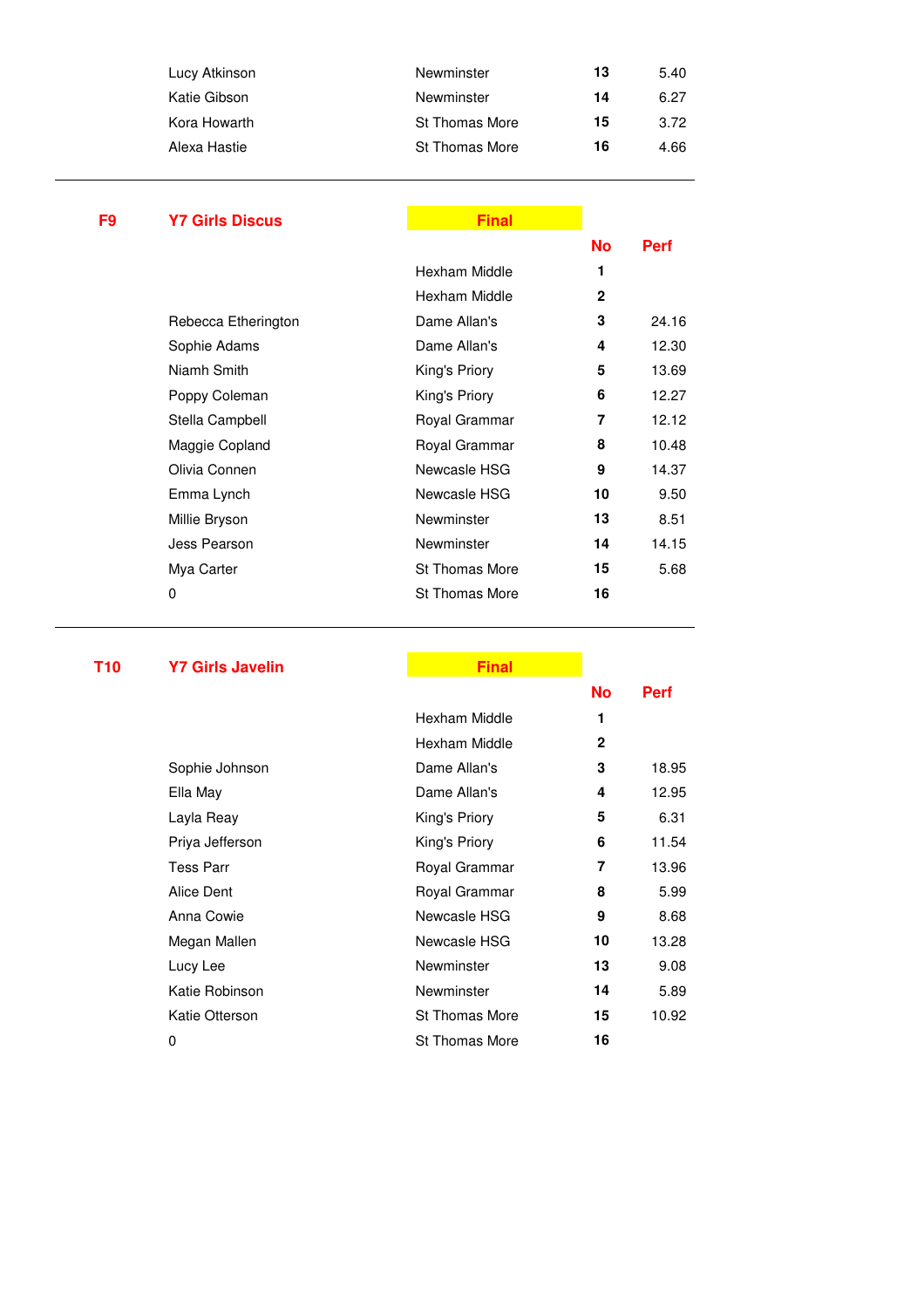| | | | |
|---|---|---|---|
| Lucy Atkinson | Newminster | **13** | 5.40 |
| Katie Gibson | Newminster | **14** | 6.27 |
| Kora Howarth | St Thomas More | **15** | 3.72 |
| Alexa Hastie | St Thomas More | **16** | 4.66 |

---

## F9 Y7 Girls Discus

**Final**

| | | No | Perf |
|---|---|---|---|
| | Hexham Middle | **1** | |
| | Hexham Middle | **2** | |
| Rebecca Etherington | Dame Allan's | **3** | 24.16 |
| Sophie Adams | Dame Allan's | **4** | 12.30 |
| Niamh Smith | King's Priory | **5** | 13.69 |
| Poppy Coleman | King's Priory | **6** | 12.27 |
| Stella Campbell | Royal Grammar | **7** | 12.12 |
| Maggie Copland | Royal Grammar | **8** | 10.48 |
| Olivia Connen | Newcasle HSG | **9** | 14.37 |
| Emma Lynch | Newcasle HSG | **10** | 9.50 |
| Millie Bryson | Newminster | **13** | 8.51 |
| Jess Pearson | Newminster | **14** | 14.15 |
| Mya Carter | St Thomas More | **15** | 5.68 |
| 0 | St Thomas More | **16** | |

---

## T10 Y7 Girls Javelin

**Final**

| | | No | Perf |
|---|---|---|---|
| | Hexham Middle | **1** | |
| | Hexham Middle | **2** | |
| Sophie Johnson | Dame Allan's | **3** | 18.95 |
| Ella May | Dame Allan's | **4** | 12.95 |
| Layla Reay | King's Priory | **5** | 6.31 |
| Priya Jefferson | King's Priory | **6** | 11.54 |
| Tess Parr | Royal Grammar | **7** | 13.96 |
| Alice Dent | Royal Grammar | **8** | 5.99 |
| Anna Cowie | Newcasle HSG | **9** | 8.68 |
| Megan Mallen | Newcasle HSG | **10** | 13.28 |
| Lucy Lee | Newminster | **13** | 9.08 |
| Katie Robinson | Newminster | **14** | 5.89 |
| Katie Otterson | St Thomas More | **15** | 10.92 |
| 0 | St Thomas More | **16** | |